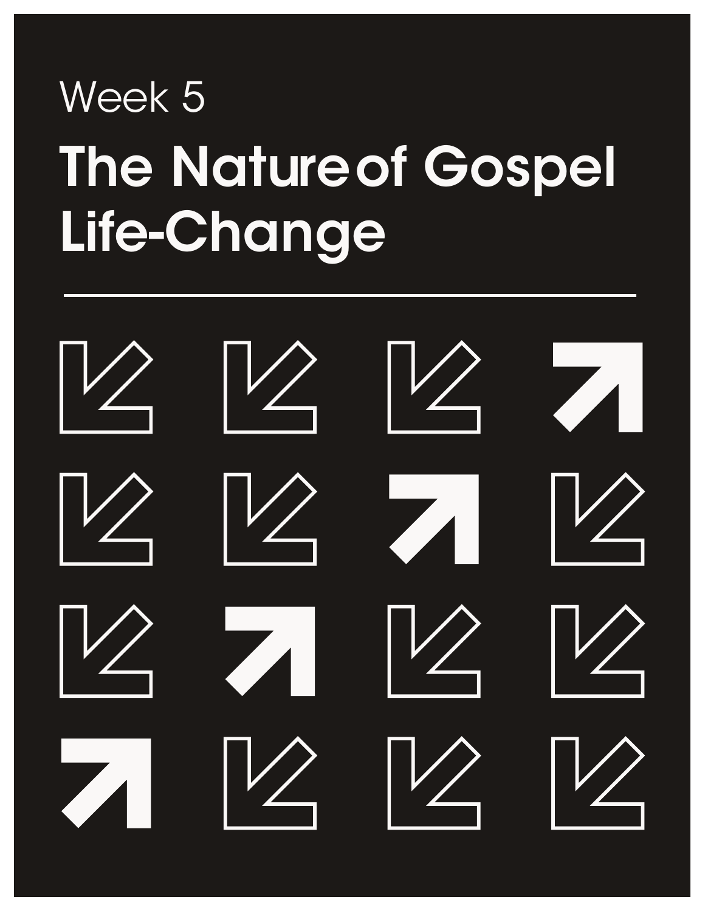Week 5

# The Nature of Gospel Life-Change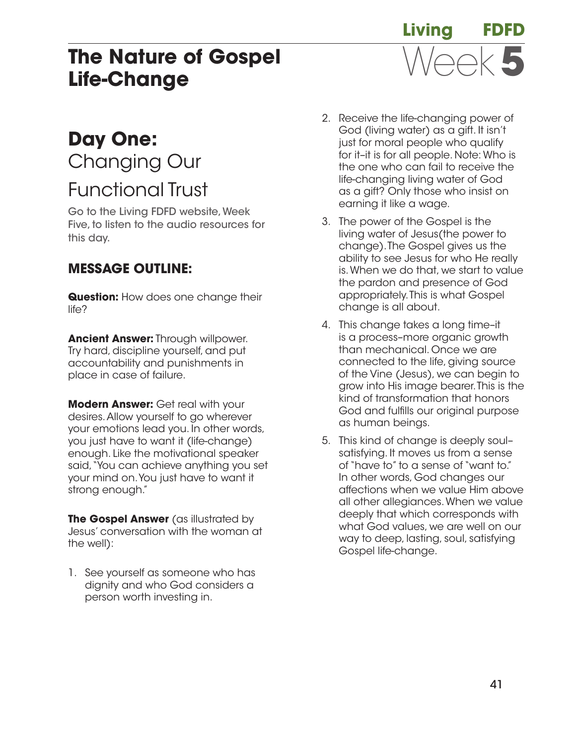# The Nature of Gospel Life-Change

Living FDFD Week 5

## Day One: Changing Our Functional Trust

Go to the Living FDFD website, Week Five, to listen to the audio resources for this day.

### MESSAGE OUTLINE:

**Question:** How does one change their life?

**Ancient Answer:** Through willpower. Try hard, discipline yourself, and put accountability and punishments in place in case of failure.

**Modern Answer:** Get real with your desires. Allow yourself to go wherever your emotions lead you. In other words, you just have to want it (life-change) enough. Like the motivational speaker said, "You can achieve anything you set your mind on. You just have to want it strong enough."

**The Gospel Answer** (as illustrated by Jesus' conversation with the woman at the well):

1. See yourself as someone who has dignity and who God considers a person worth investing in.
2. Receive the life-changing power of God (living water) as a gift. It isn't just for moral people who qualify for it–it is for all people. Note: Who is the one who can fail to receive the life-changing living water of God as a gift? Only those who insist on earning it like a wage.
3. The power of the Gospel is the living water of Jesus(the power to change). The Gospel gives us the ability to see Jesus for who He really is. When we do that, we start to value the pardon and presence of God appropriately. This is what Gospel change is all about.
4. This change takes a long time–it is a process–more organic growth than mechanical. Once we are connected to the life, giving source of the Vine (Jesus), we can begin to grow into His image bearer. This is the kind of transformation that honors God and fulfills our original purpose as human beings.
5. This kind of change is deeply soul–satisfying. It moves us from a sense of "have to" to a sense of "want to." In other words, God changes our affections when we value Him above all other allegiances. When we value deeply that which corresponds with what God values, we are well on our way to deep, lasting, soul, satisfying Gospel life-change.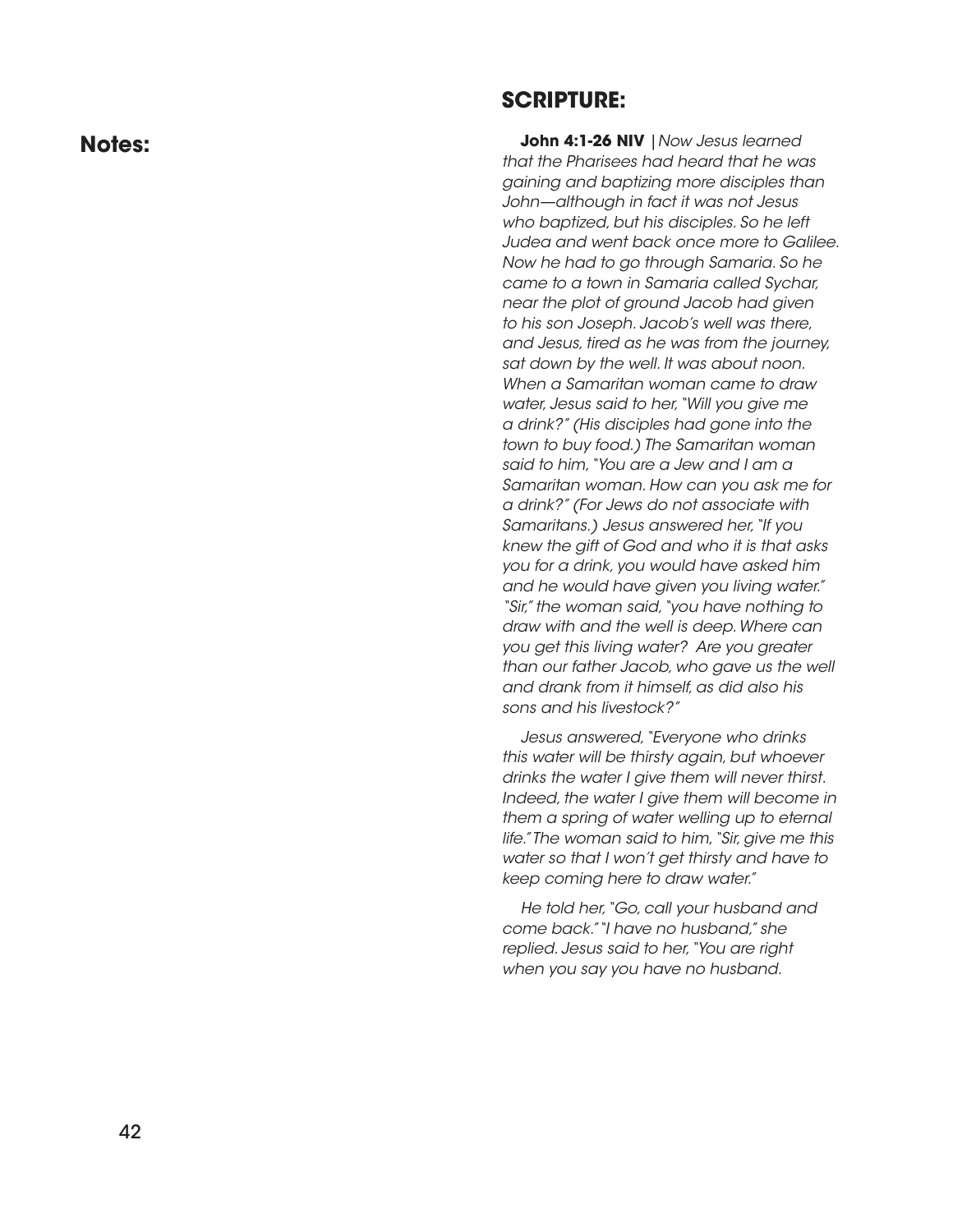## Notes:

## SCRIPTURE:

**John 4:1-26 NIV** | *Now Jesus learned that the Pharisees had heard that he was gaining and baptizing more disciples than John—although in fact it was not Jesus who baptized, but his disciples. So he left Judea and went back once more to Galilee. Now he had to go through Samaria. So he came to a town in Samaria called Sychar, near the plot of ground Jacob had given to his son Joseph. Jacob's well was there, and Jesus, tired as he was from the journey, sat down by the well. It was about noon. When a Samaritan woman came to draw water, Jesus said to her, "Will you give me a drink?" (His disciples had gone into the town to buy food.) The Samaritan woman said to him, "You are a Jew and I am a Samaritan woman. How can you ask me for a drink?" (For Jews do not associate with Samaritans.) Jesus answered her, "If you knew the gift of God and who it is that asks you for a drink, you would have asked him and he would have given you living water." "Sir," the woman said, "you have nothing to draw with and the well is deep. Where can you get this living water? Are you greater than our father Jacob, who gave us the well and drank from it himself, as did also his sons and his livestock?"*

*Jesus answered, "Everyone who drinks this water will be thirsty again, but whoever drinks the water I give them will never thirst. Indeed, the water I give them will become in them a spring of water welling up to eternal life." The woman said to him, "Sir, give me this water so that I won't get thirsty and have to keep coming here to draw water."*

*He told her, "Go, call your husband and come back." "I have no husband," she replied. Jesus said to her, "You are right when you say you have no husband.*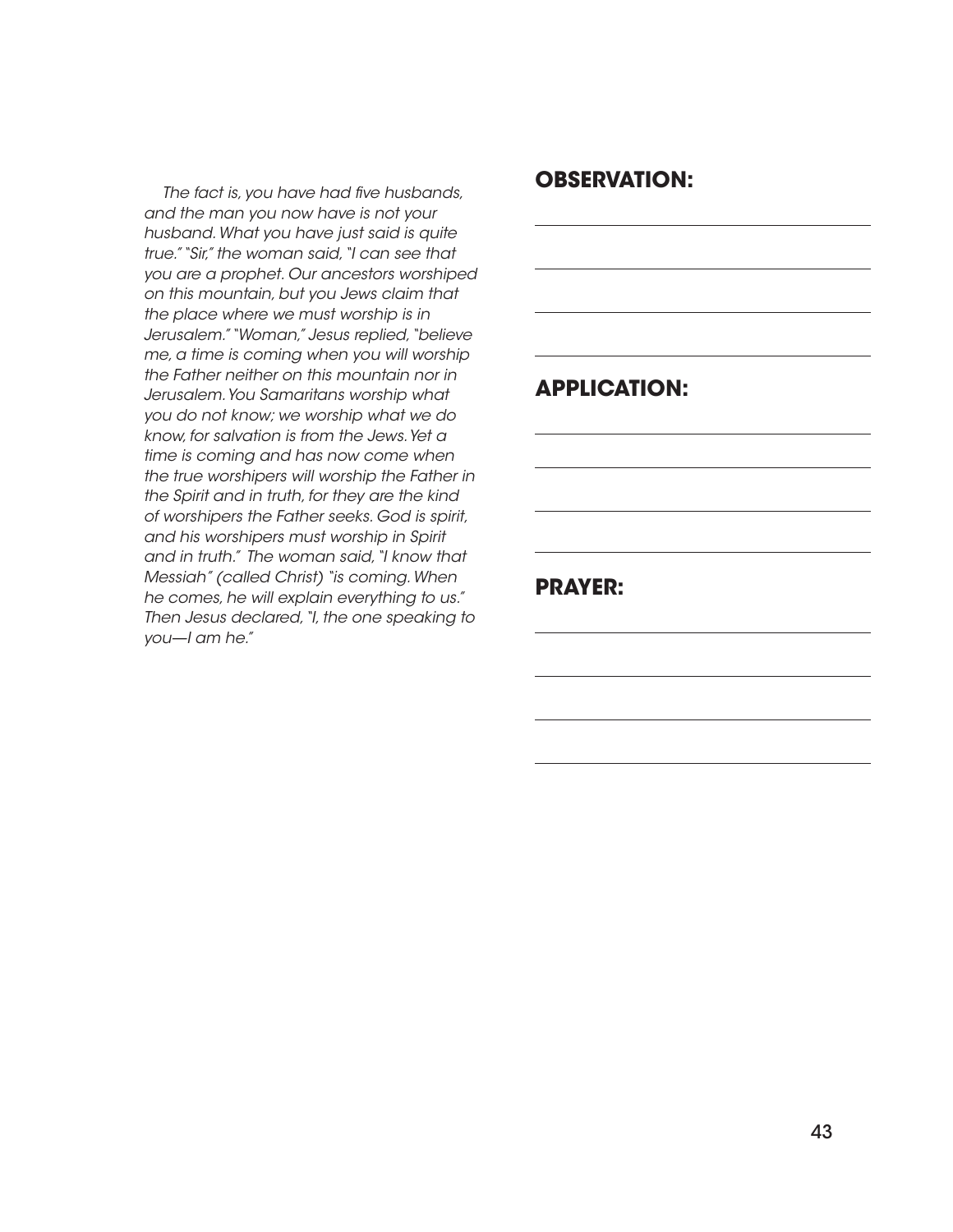*The fact is, you have had five husbands, and the man you now have is not your husband. What you have just said is quite true." "Sir," the woman said, "I can see that you are a prophet. Our ancestors worshiped on this mountain, but you Jews claim that the place where we must worship is in Jerusalem." "Woman," Jesus replied, "believe me, a time is coming when you will worship the Father neither on this mountain nor in Jerusalem. You Samaritans worship what you do not know; we worship what we do know, for salvation is from the Jews. Yet a time is coming and has now come when the true worshipers will worship the Father in the Spirit and in truth, for they are the kind of worshipers the Father seeks. God is spirit, and his worshipers must worship in Spirit and in truth." The woman said, "I know that Messiah" (called Christ) "is coming. When he comes, he will explain everything to us." Then Jesus declared, "I, the one speaking to you—I am he."*

## OBSERVATION:

## APPLICATION:

## PRAYER: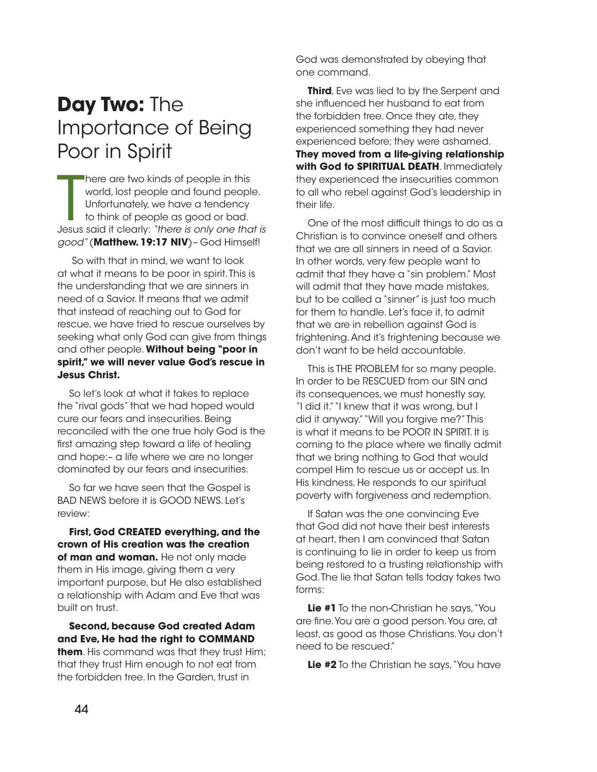# **Day Two:** The Importance of Being Poor in Spirit

There are two kinds of people in this world, lost people and found people. Unfortunately, we have a tendency to think of people as good or bad. Jesus said it clearly: *"there is only one that is good"* (**Matthew. 19:17 NIV**) – God Himself!

So with that in mind, we want to look at what it means to be poor in spirit. This is the understanding that we are sinners in need of a Savior. It means that we admit that instead of reaching out to God for rescue, we have tried to rescue ourselves by seeking what only God can give from things and other people. **Without being "poor in spirit," we will never value God's rescue in Jesus Christ.**

So let's look at what it takes to replace the "rival gods" that we had hoped would cure our fears and insecurities. Being reconciled with the one true holy God is the first amazing step toward a life of healing and hope:– a life where we are no longer dominated by our fears and insecurities.

So far we have seen that the Gospel is BAD NEWS before it is GOOD NEWS. Let's review:

**First, God CREATED everything, and the crown of His creation was the creation of man and woman.** He not only made them in His image, giving them a very important purpose, but He also established a relationship with Adam and Eve that was built on trust.

**Second, because God created Adam and Eve, He had the right to COMMAND them**. His command was that they trust Him; that they trust Him enough to not eat from the forbidden tree. In the Garden, trust in God was demonstrated by obeying that one command.

**Third**, Eve was lied to by the Serpent and she influenced her husband to eat from the forbidden tree. Once they ate, they experienced something they had never experienced before; they were ashamed. **They moved from a life-giving relationship with God to SPIRITUAL DEATH**. Immediately they experienced the insecurities common to all who rebel against God's leadership in their life.

One of the most difficult things to do as a Christian is to convince oneself and others that we are all sinners in need of a Savior. In other words, very few people want to admit that they have a "sin problem." Most will admit that they have made mistakes, but to be called a "sinner" is just too much for them to handle. Let's face it, to admit that we are in rebellion against God is frightening. And it's frightening because we don't want to be held accountable.

This is THE PROBLEM for so many people. In order to be RESCUED from our SIN and its consequences, we must honestly say, "I did it." "I knew that it was wrong, but I did it anyway." "Will you forgive me?" This is what it means to be POOR IN SPIRIT. It is coming to the place where we finally admit that we bring nothing to God that would compel Him to rescue us or accept us. In His kindness, He responds to our spiritual poverty with forgiveness and redemption.

If Satan was the one convincing Eve that God did not have their best interests at heart, then I am convinced that Satan is continuing to lie in order to keep us from being restored to a trusting relationship with God. The lie that Satan tells today takes two forms:

**Lie #1** To the non-Christian he says, "You are fine. You are a good person. You are, at least, as good as those Christians. You don't need to be rescued."

**Lie #2** To the Christian he says, "You have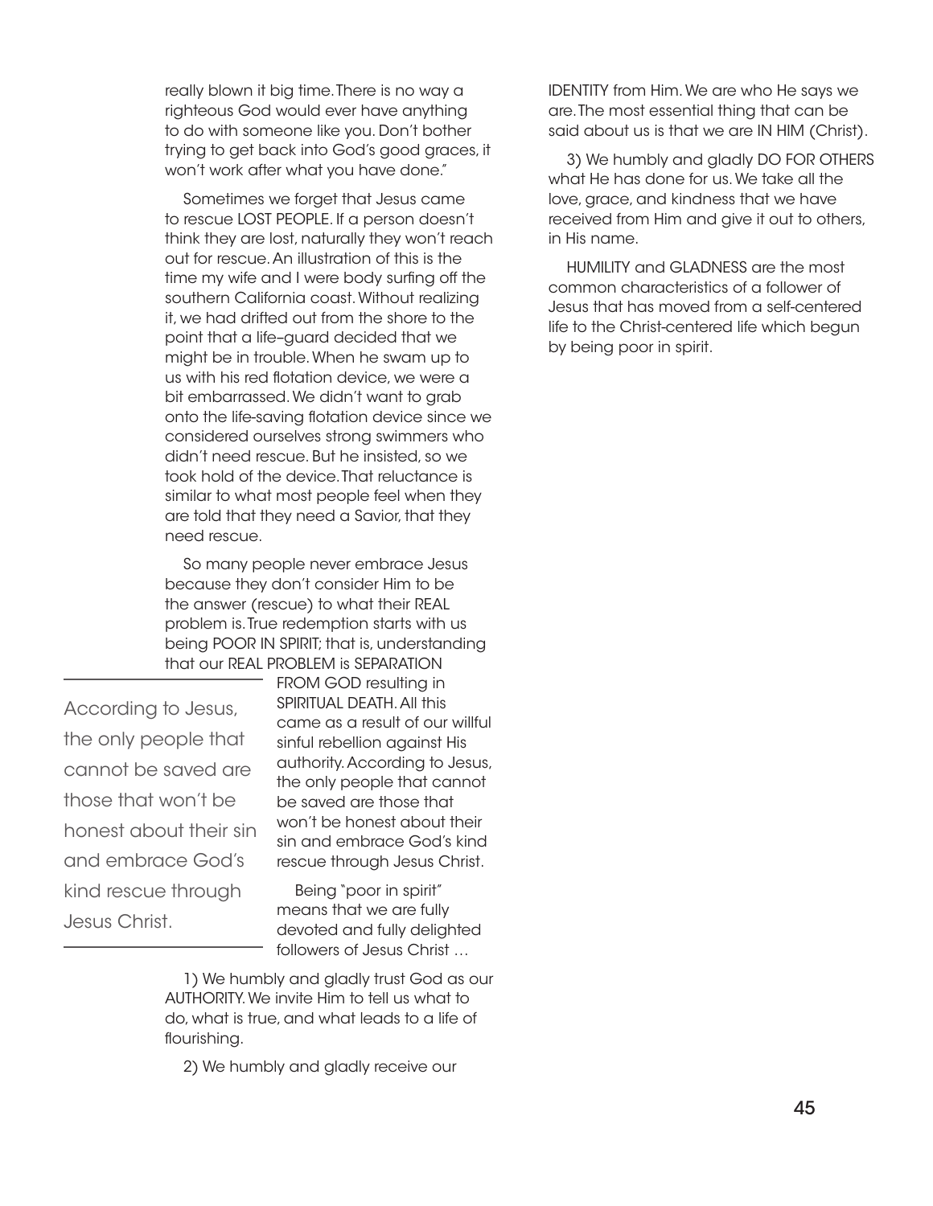really blown it big time. There is no way a righteous God would ever have anything to do with someone like you. Don't bother trying to get back into God's good graces, it won't work after what you have done."

Sometimes we forget that Jesus came to rescue LOST PEOPLE. If a person doesn't think they are lost, naturally they won't reach out for rescue. An illustration of this is the time my wife and I were body surfing off the southern California coast. Without realizing it, we had drifted out from the shore to the point that a life-guard decided that we might be in trouble. When he swam up to us with his red flotation device, we were a bit embarrassed. We didn't want to grab onto the life-saving flotation device since we considered ourselves strong swimmers who didn't need rescue. But he insisted, so we took hold of the device. That reluctance is similar to what most people feel when they are told that they need a Savior, that they need rescue.

So many people never embrace Jesus because they don't consider Him to be the answer (rescue) to what their REAL problem is. True redemption starts with us being POOR IN SPIRIT; that is, understanding that our REAL PROBLEM is SEPARATION FROM GOD resulting in SPIRITUAL DEATH. All this came as a result of our willful sinful rebellion against His authority. According to Jesus, the only people that cannot be saved are those that won't be honest about their sin and embrace God's kind rescue through Jesus Christ.

> According to Jesus, the only people that cannot be saved are those that won't be honest about their sin and embrace God's kind rescue through Jesus Christ.

Being "poor in spirit" means that we are fully devoted and fully delighted followers of Jesus Christ …

1) We humbly and gladly trust God as our AUTHORITY. We invite Him to tell us what to do, what is true, and what leads to a life of flourishing.

2) We humbly and gladly receive our IDENTITY from Him. We are who He says we are. The most essential thing that can be said about us is that we are IN HIM (Christ).

3) We humbly and gladly DO FOR OTHERS what He has done for us. We take all the love, grace, and kindness that we have received from Him and give it out to others, in His name.

HUMILITY and GLADNESS are the most common characteristics of a follower of Jesus that has moved from a self-centered life to the Christ-centered life which begun by being poor in spirit.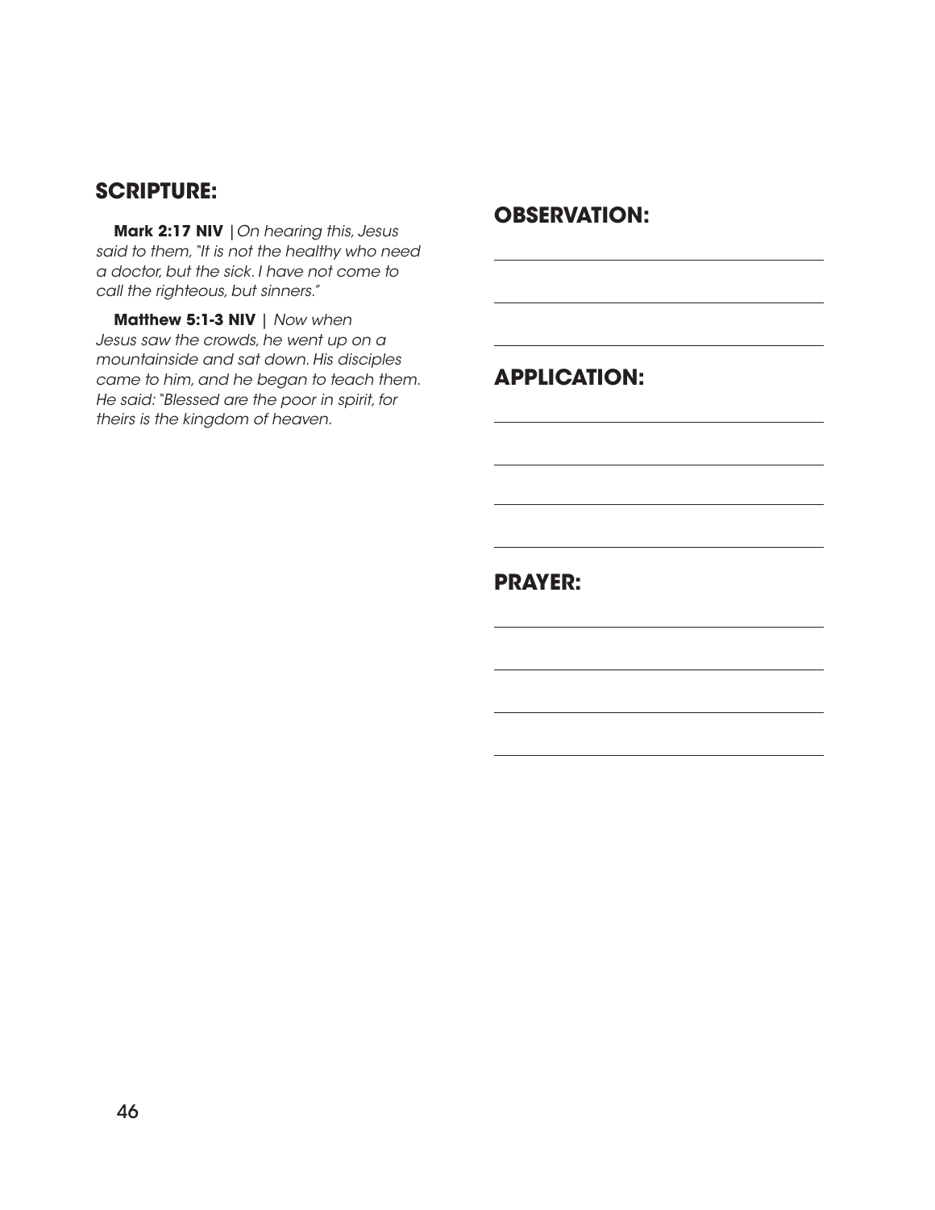## SCRIPTURE:

**Mark 2:17 NIV** |*On hearing this, Jesus said to them, "It is not the healthy who need a doctor, but the sick. I have not come to call the righteous, but sinners."*

**Matthew 5:1-3 NIV** | *Now when Jesus saw the crowds, he went up on a mountainside and sat down. His disciples came to him, and he began to teach them. He said: "Blessed are the poor in spirit, for theirs is the kingdom of heaven.*

## OBSERVATION:

## APPLICATION:

## PRAYER: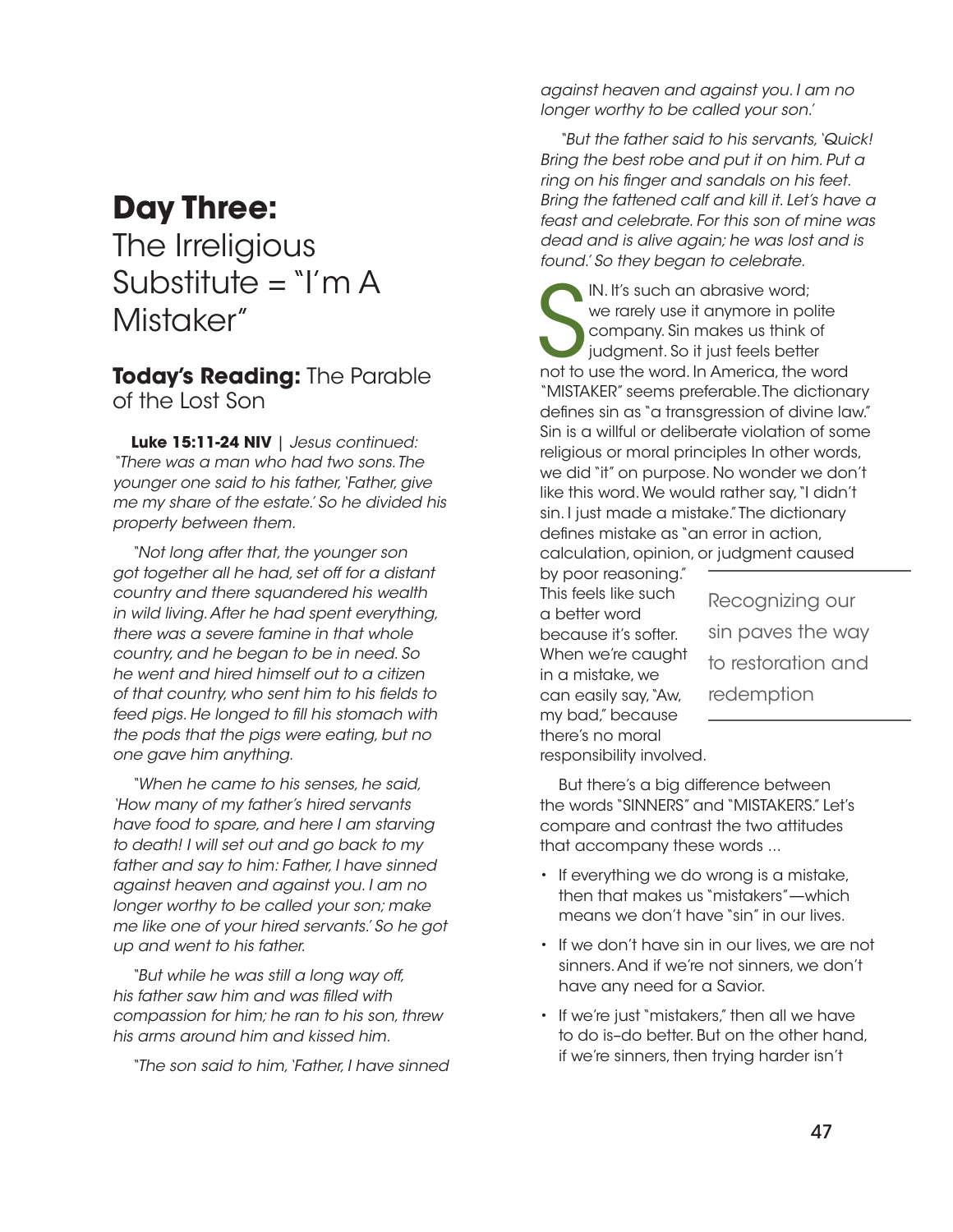# Day Three:

## The Irreligious Substitute = "I'm A Mistaker"

### Today's Reading: The Parable of the Lost Son

**Luke 15:11-24 NIV** | *Jesus continued: "There was a man who had two sons. The younger one said to his father, 'Father, give me my share of the estate.' So he divided his property between them.*

*"Not long after that, the younger son got together all he had, set off for a distant country and there squandered his wealth in wild living. After he had spent everything, there was a severe famine in that whole country, and he began to be in need. So he went and hired himself out to a citizen of that country, who sent him to his fields to feed pigs. He longed to fill his stomach with the pods that the pigs were eating, but no one gave him anything.*

*"When he came to his senses, he said, 'How many of my father's hired servants have food to spare, and here I am starving to death! I will set out and go back to my father and say to him: Father, I have sinned against heaven and against you. I am no longer worthy to be called your son; make me like one of your hired servants.' So he got up and went to his father.*

*"But while he was still a long way off, his father saw him and was filled with compassion for him; he ran to his son, threw his arms around him and kissed him.*

*"The son said to him, 'Father, I have sinned against heaven and against you. I am no longer worthy to be called your son.'*

*"But the father said to his servants, 'Quick! Bring the best robe and put it on him. Put a ring on his finger and sandals on his feet. Bring the fattened calf and kill it. Let's have a feast and celebrate. For this son of mine was dead and is alive again; he was lost and is found.' So they began to celebrate.*

SIN. It's such an abrasive word; we rarely use it anymore in polite company. Sin makes us think of judgment. So it just feels better not to use the word. In America, the word "MISTAKER" seems preferable. The dictionary defines sin as "a transgression of divine law." Sin is a willful or deliberate violation of some religious or moral principles In other words, we did "it" on purpose. No wonder we don't like this word. We would rather say, "I didn't sin. I just made a mistake." The dictionary defines mistake as "an error in action, calculation, opinion, or judgment caused by poor reasoning." This feels like such a better word because it's softer. When we're caught in a mistake, we can easily say, "Aw, my bad," because there's no moral responsibility involved.

> Recognizing our sin paves the way to restoration and redemption

But there's a big difference between the words "SINNERS" and "MISTAKERS." Let's compare and contrast the two attitudes that accompany these words ...

- If everything we do wrong is a mistake, then that makes us "mistakers"—which means we don't have "sin" in our lives.
- If we don't have sin in our lives, we are not sinners. And if we're not sinners, we don't have any need for a Savior.
- If we're just "mistakers," then all we have to do is–do better. But on the other hand, if we're sinners, then trying harder isn't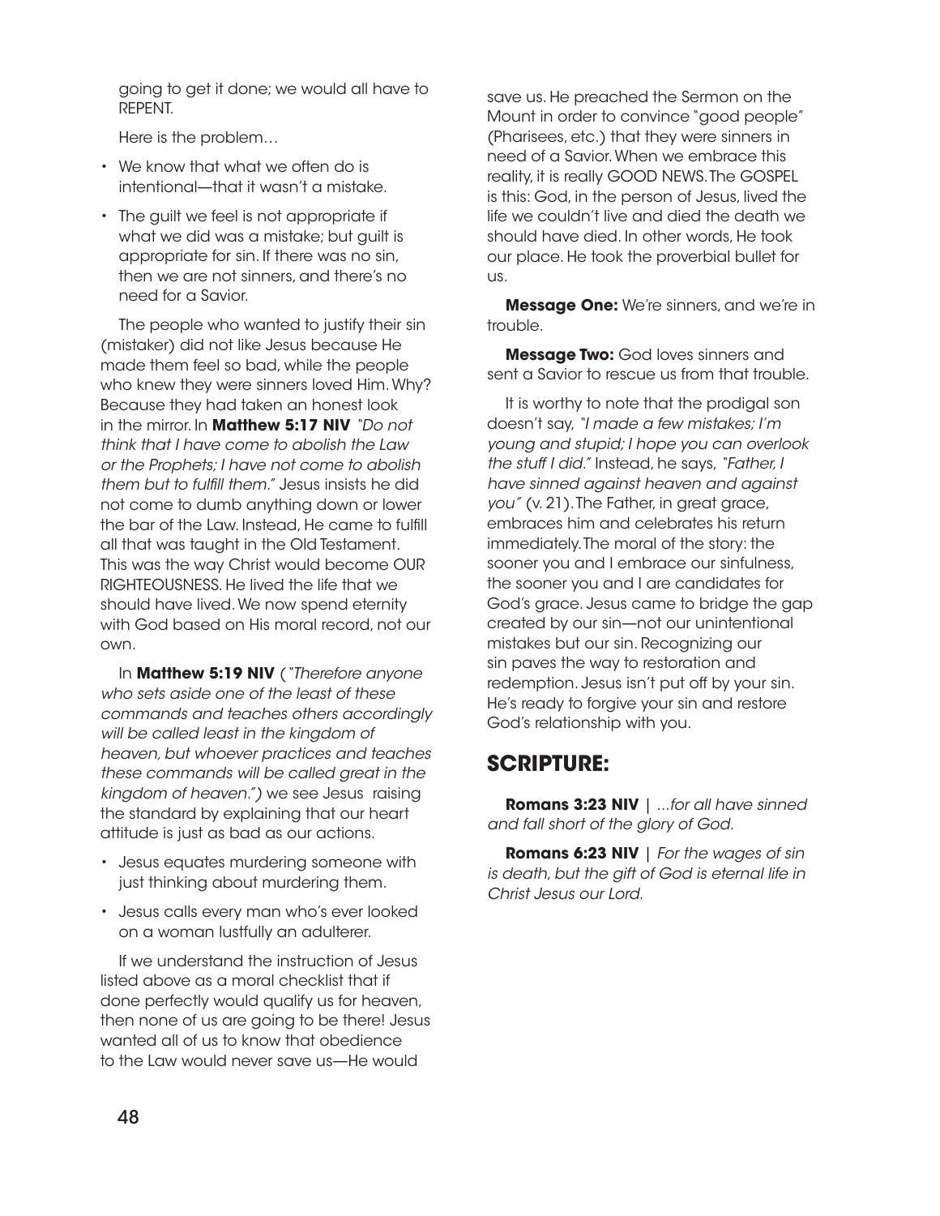going to get it done; we would all have to REPENT.

Here is the problem…

- We know that what we often do is intentional—that it wasn't a mistake.
- The guilt we feel is not appropriate if what we did was a mistake; but guilt is appropriate for sin. If there was no sin, then we are not sinners, and there's no need for a Savior.

The people who wanted to justify their sin (mistaker) did not like Jesus because He made them feel so bad, while the people who knew they were sinners loved Him. Why? Because they had taken an honest look in the mirror. In **Matthew 5:17 NIV** *"Do not think that I have come to abolish the Law or the Prophets; I have not come to abolish them but to fulfill them."* Jesus insists he did not come to dumb anything down or lower the bar of the Law. Instead, He came to fulfill all that was taught in the Old Testament. This was the way Christ would become OUR RIGHTEOUSNESS. He lived the life that we should have lived. We now spend eternity with God based on His moral record, not our own.

In **Matthew 5:19 NIV** ( *"Therefore anyone who sets aside one of the least of these commands and teaches others accordingly will be called least in the kingdom of heaven, but whoever practices and teaches these commands will be called great in the kingdom of heaven.")* we see Jesus raising the standard by explaining that our heart attitude is just as bad as our actions.

- Jesus equates murdering someone with just thinking about murdering them.
- Jesus calls every man who's ever looked on a woman lustfully an adulterer.

If we understand the instruction of Jesus listed above as a moral checklist that if done perfectly would qualify us for heaven, then none of us are going to be there! Jesus wanted all of us to know that obedience to the Law would never save us—He would save us. He preached the Sermon on the Mount in order to convince "good people" (Pharisees, etc.) that they were sinners in need of a Savior. When we embrace this reality, it is really GOOD NEWS. The GOSPEL is this: God, in the person of Jesus, lived the life we couldn't live and died the death we should have died. In other words, He took our place. He took the proverbial bullet for us.

**Message One:** We're sinners, and we're in trouble.

**Message Two:** God loves sinners and sent a Savior to rescue us from that trouble.

It is worthy to note that the prodigal son doesn't say, *"I made a few mistakes; I'm young and stupid; I hope you can overlook the stuff I did."* Instead, he says, *"Father, I have sinned against heaven and against you"* (v. 21). The Father, in great grace, embraces him and celebrates his return immediately. The moral of the story: the sooner you and I embrace our sinfulness, the sooner you and I are candidates for God's grace. Jesus came to bridge the gap created by our sin—not our unintentional mistakes but our sin. Recognizing our sin paves the way to restoration and redemption. Jesus isn't put off by your sin. He's ready to forgive your sin and restore God's relationship with you.

## SCRIPTURE:

**Romans 3:23 NIV** | *...for all have sinned and fall short of the glory of God.*

**Romans 6:23 NIV** | *For the wages of sin is death, but the gift of God is eternal life in Christ Jesus our Lord.*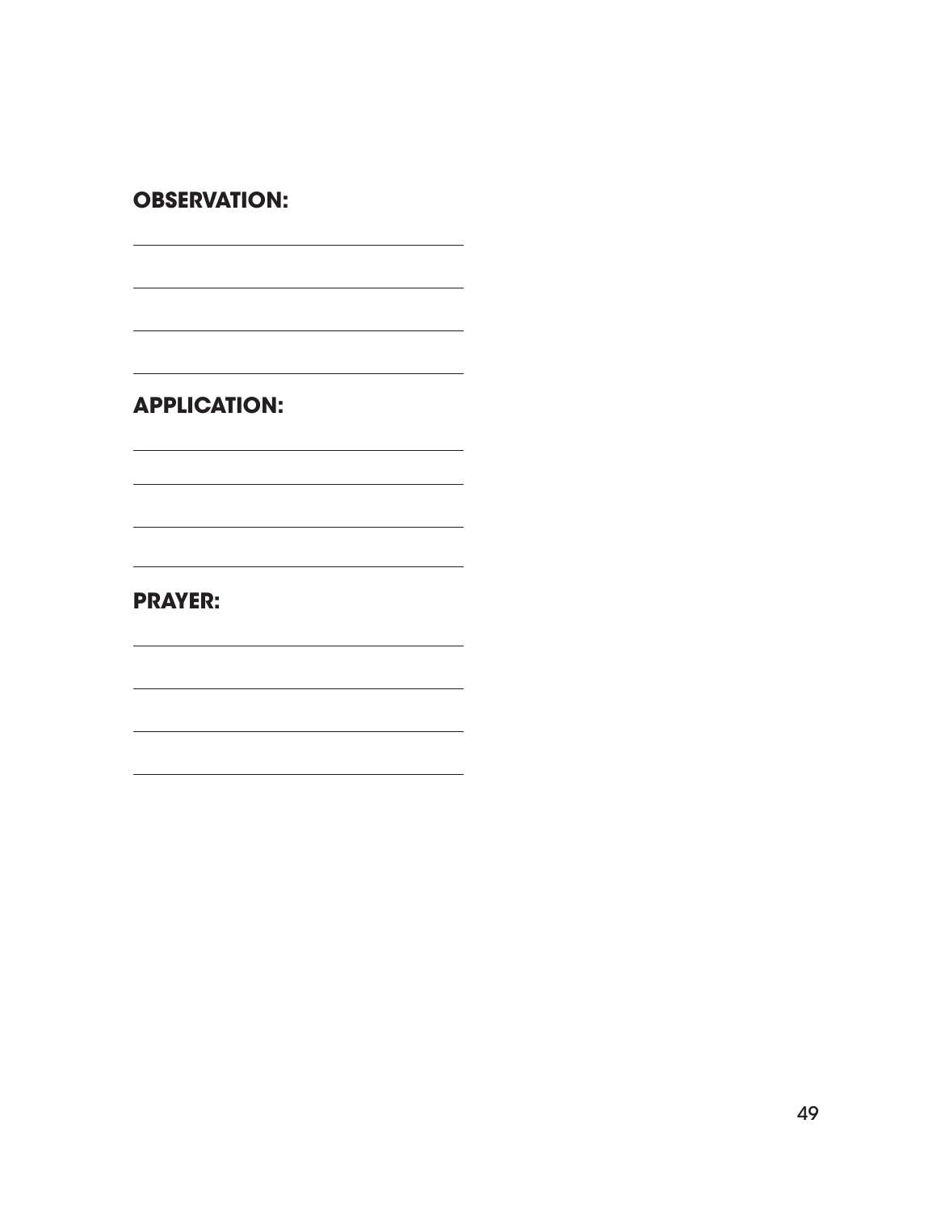**OBSERVATION:**

**APPLICATION:**

**PRAYER:**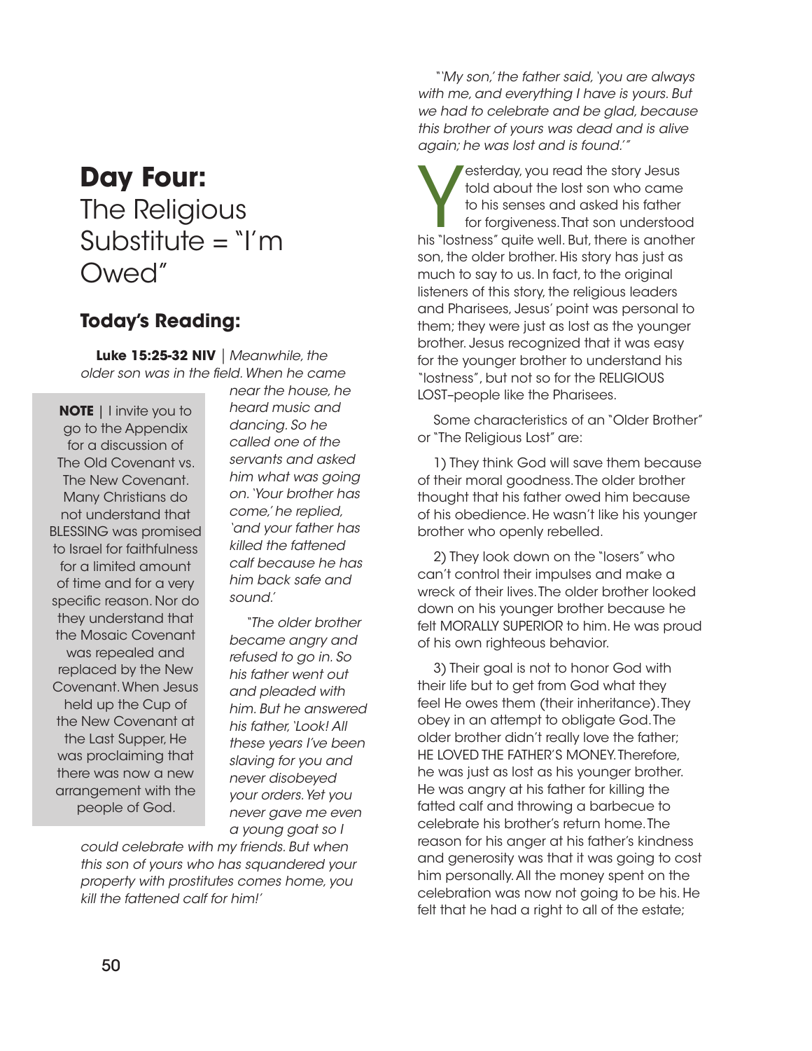# Day Four:

The Religious Substitute = "I'm Owed"

## Today's Reading:

**Luke 15:25-32 NIV** | *Meanwhile, the older son was in the field. When he came near the house, he heard music and dancing. So he called one of the servants and asked him what was going on. 'Your brother has come,' he replied, 'and your father has killed the fattened calf because he has him back safe and sound.'*

*"The older brother became angry and refused to go in. So his father went out and pleaded with him. But he answered his father, 'Look! All these years I've been slaving for you and never disobeyed your orders. Yet you never gave me even a young goat so I could celebrate with my friends. But when this son of yours who has squandered your property with prostitutes comes home, you kill the fattened calf for him!'*

*"'My son,' the father said, 'you are always with me, and everything I have is yours. But we had to celebrate and be glad, because this brother of yours was dead and is alive again; he was lost and is found.'"*

> **NOTE** | I invite you to go to the Appendix for a discussion of The Old Covenant vs. The New Covenant. Many Christians do not understand that BLESSING was promised to Israel for faithfulness for a limited amount of time and for a very specific reason. Nor do they understand that the Mosaic Covenant was repealed and replaced by the New Covenant. When Jesus held up the Cup of the New Covenant at the Last Supper, He was proclaiming that there was now a new arrangement with the people of God.

Yesterday, you read the story Jesus told about the lost son who came to his senses and asked his father for forgiveness. That son understood his "lostness" quite well. But, there is another son, the older brother. His story has just as much to say to us. In fact, to the original listeners of this story, the religious leaders and Pharisees, Jesus' point was personal to them; they were just as lost as the younger brother. Jesus recognized that it was easy for the younger brother to understand his "lostness", but not so for the RELIGIOUS LOST–people like the Pharisees.

Some characteristics of an "Older Brother" or "The Religious Lost" are:

1) They think God will save them because of their moral goodness. The older brother thought that his father owed him because of his obedience. He wasn't like his younger brother who openly rebelled.

2) They look down on the "losers" who can't control their impulses and make a wreck of their lives. The older brother looked down on his younger brother because he felt MORALLY SUPERIOR to him. He was proud of his own righteous behavior.

3) Their goal is not to honor God with their life but to get from God what they feel He owes them (their inheritance). They obey in an attempt to obligate God. The older brother didn't really love the father; HE LOVED THE FATHER'S MONEY. Therefore, he was just as lost as his younger brother. He was angry at his father for killing the fatted calf and throwing a barbecue to celebrate his brother's return home. The reason for his anger at his father's kindness and generosity was that it was going to cost him personally. All the money spent on the celebration was now not going to be his. He felt that he had a right to all of the estate;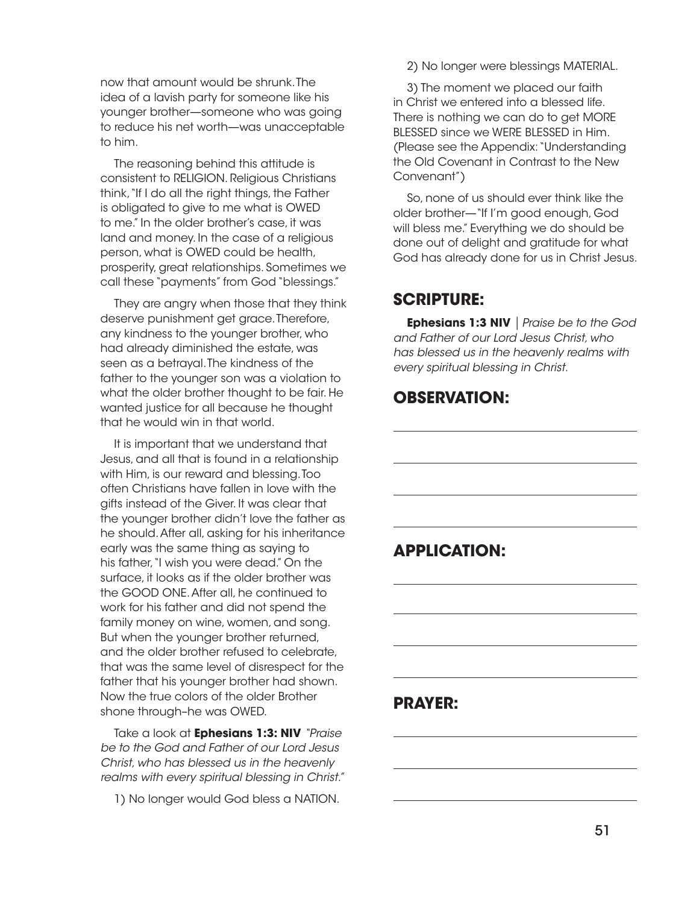now that amount would be shrunk. The idea of a lavish party for someone like his younger brother—someone who was going to reduce his net worth—was unacceptable to him.

The reasoning behind this attitude is consistent to RELIGION. Religious Christians think, "If I do all the right things, the Father is obligated to give to me what is OWED to me." In the older brother's case, it was land and money. In the case of a religious person, what is OWED could be health, prosperity, great relationships. Sometimes we call these "payments" from God "blessings."

They are angry when those that they think deserve punishment get grace. Therefore, any kindness to the younger brother, who had already diminished the estate, was seen as a betrayal. The kindness of the father to the younger son was a violation to what the older brother thought to be fair. He wanted justice for all because he thought that he would win in that world.

It is important that we understand that Jesus, and all that is found in a relationship with Him, is our reward and blessing. Too often Christians have fallen in love with the gifts instead of the Giver. It was clear that the younger brother didn't love the father as he should. After all, asking for his inheritance early was the same thing as saying to his father, "I wish you were dead." On the surface, it looks as if the older brother was the GOOD ONE. After all, he continued to work for his father and did not spend the family money on wine, women, and song. But when the younger brother returned, and the older brother refused to celebrate, that was the same level of disrespect for the father that his younger brother had shown. Now the true colors of the older Brother shone through–he was OWED.

Take a look at **Ephesians 1:3: NIV** *"Praise be to the God and Father of our Lord Jesus Christ, who has blessed us in the heavenly realms with every spiritual blessing in Christ."*

1) No longer would God bless a NATION.

2) No longer were blessings MATERIAL.

3) The moment we placed our faith in Christ we entered into a blessed life. There is nothing we can do to get MORE BLESSED since we WERE BLESSED in Him. (Please see the Appendix: "Understanding the Old Covenant in Contrast to the New Convenant")

So, none of us should ever think like the older brother—"If I'm good enough, God will bless me." Everything we do should be done out of delight and gratitude for what God has already done for us in Christ Jesus.

## SCRIPTURE:

**Ephesians 1:3 NIV** | *Praise be to the God and Father of our Lord Jesus Christ, who has blessed us in the heavenly realms with every spiritual blessing in Christ.*

## OBSERVATION:

## APPLICATION:

## PRAYER: